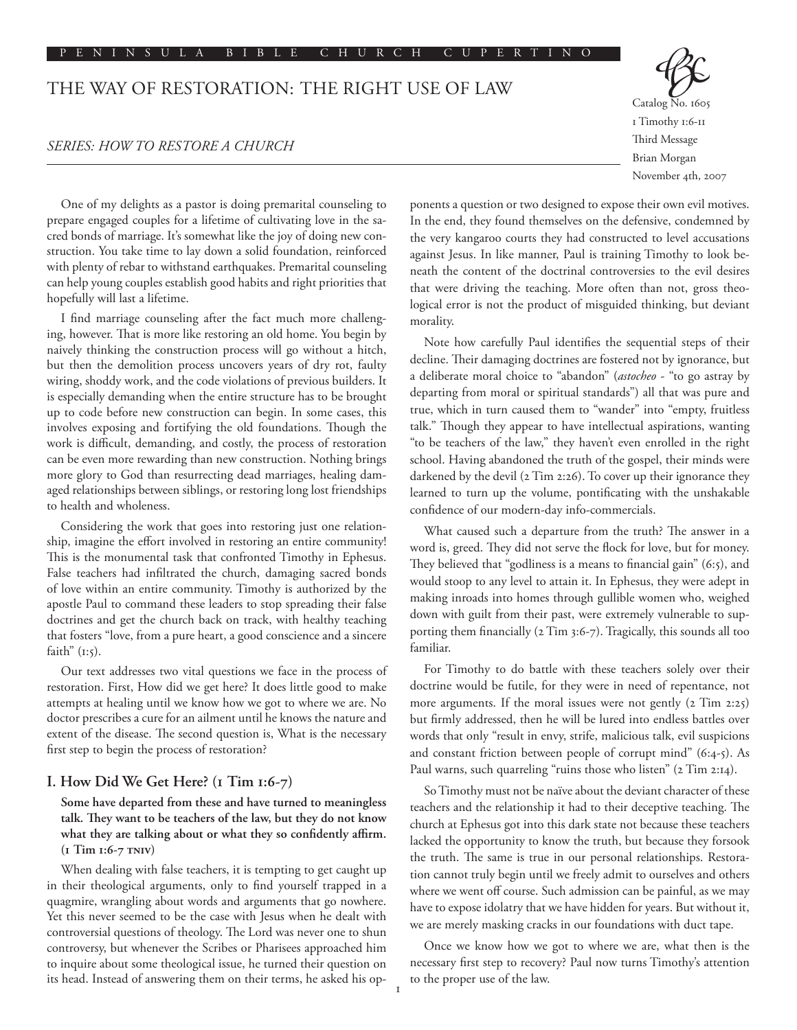# THE WAY OF RESTORATION: THE RIGHT USE OF LAW

*SERIES: HOW TO RESTORE A CHURCH*

Catalog No. 1605
1 Timothy 1:6-11
Third Message
Brian Morgan
November 4th, 2007

One of my delights as a pastor is doing premarital counseling to prepare engaged couples for a lifetime of cultivating love in the sacred bonds of marriage. It's somewhat like the joy of doing new construction. You take time to lay down a solid foundation, reinforced with plenty of rebar to withstand earthquakes. Premarital counseling can help young couples establish good habits and right priorities that hopefully will last a lifetime.

I find marriage counseling after the fact much more challenging, however. That is more like restoring an old home. You begin by naively thinking the construction process will go without a hitch, but then the demolition process uncovers years of dry rot, faulty wiring, shoddy work, and the code violations of previous builders. It is especially demanding when the entire structure has to be brought up to code before new construction can begin. In some cases, this involves exposing and fortifying the old foundations. Though the work is difficult, demanding, and costly, the process of restoration can be even more rewarding than new construction. Nothing brings more glory to God than resurrecting dead marriages, healing damaged relationships between siblings, or restoring long lost friendships to health and wholeness.

Considering the work that goes into restoring just one relationship, imagine the effort involved in restoring an entire community! This is the monumental task that confronted Timothy in Ephesus. False teachers had infiltrated the church, damaging sacred bonds of love within an entire community. Timothy is authorized by the apostle Paul to command these leaders to stop spreading their false doctrines and get the church back on track, with healthy teaching that fosters "love, from a pure heart, a good conscience and a sincere faith" (1:5).

Our text addresses two vital questions we face in the process of restoration. First, How did we get here? It does little good to make attempts at healing until we know how we got to where we are. No doctor prescribes a cure for an ailment until he knows the nature and extent of the disease. The second question is, What is the necessary first step to begin the process of restoration?

## I. How Did We Get Here? (1 Tim 1:6-7)

**Some have departed from these and have turned to meaningless talk. They want to be teachers of the law, but they do not know what they are talking about or what they so confidently affirm. (1 Tim 1:6-7 TNIV)**

When dealing with false teachers, it is tempting to get caught up in their theological arguments, only to find yourself trapped in a quagmire, wrangling about words and arguments that go nowhere. Yet this never seemed to be the case with Jesus when he dealt with controversial questions of theology. The Lord was never one to shun controversy, but whenever the Scribes or Pharisees approached him to inquire about some theological issue, he turned their question on its head. Instead of answering them on their terms, he asked his opponents a question or two designed to expose their own evil motives. In the end, they found themselves on the defensive, condemned by the very kangaroo courts they had constructed to level accusations against Jesus. In like manner, Paul is training Timothy to look beneath the content of the doctrinal controversies to the evil desires that were driving the teaching. More often than not, gross theological error is not the product of misguided thinking, but deviant morality.

Note how carefully Paul identifies the sequential steps of their decline. Their damaging doctrines are fostered not by ignorance, but a deliberate moral choice to "abandon" (*astocheo* - "to go astray by departing from moral or spiritual standards") all that was pure and true, which in turn caused them to "wander" into "empty, fruitless talk." Though they appear to have intellectual aspirations, wanting "to be teachers of the law," they haven't even enrolled in the right school. Having abandoned the truth of the gospel, their minds were darkened by the devil (2 Tim 2:26). To cover up their ignorance they learned to turn up the volume, pontificating with the unshakable confidence of our modern-day info-commercials.

What caused such a departure from the truth? The answer in a word is, greed. They did not serve the flock for love, but for money. They believed that "godliness is a means to financial gain" (6:5), and would stoop to any level to attain it. In Ephesus, they were adept in making inroads into homes through gullible women who, weighed down with guilt from their past, were extremely vulnerable to supporting them financially (2 Tim 3:6-7). Tragically, this sounds all too familiar.

For Timothy to do battle with these teachers solely over their doctrine would be futile, for they were in need of repentance, not more arguments. If the moral issues were not gently (2 Tim 2:25) but firmly addressed, then he will be lured into endless battles over words that only "result in envy, strife, malicious talk, evil suspicions and constant friction between people of corrupt mind" (6:4-5). As Paul warns, such quarreling "ruins those who listen" (2 Tim 2:14).

So Timothy must not be naïve about the deviant character of these teachers and the relationship it had to their deceptive teaching. The church at Ephesus got into this dark state not because these teachers lacked the opportunity to know the truth, but because they forsook the truth. The same is true in our personal relationships. Restoration cannot truly begin until we freely admit to ourselves and others where we went off course. Such admission can be painful, as we may have to expose idolatry that we have hidden for years. But without it, we are merely masking cracks in our foundations with duct tape.

Once we know how we got to where we are, what then is the necessary first step to recovery? Paul now turns Timothy's attention to the proper use of the law.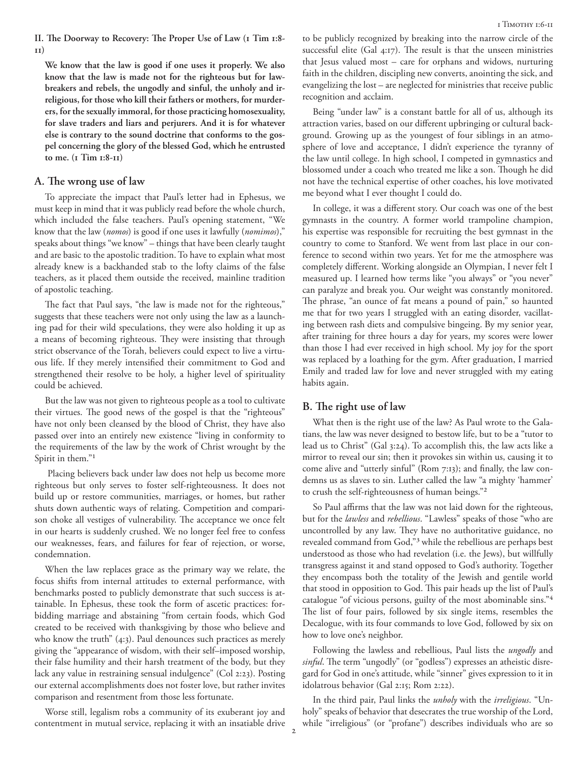**II. The Doorway to Recovery: The Proper Use of Law (1 Tim 1:8-11)**

> **We know that the law is good if one uses it properly. We also know that the law is made not for the righteous but for lawbreakers and rebels, the ungodly and sinful, the unholy and irreligious, for those who kill their fathers or mothers, for murderers, for the sexually immoral, for those practicing homosexuality, for slave traders and liars and perjurers. And it is for whatever else is contrary to the sound doctrine that conforms to the gospel concerning the glory of the blessed God, which he entrusted to me. (1 Tim 1:8-11)**

## A. The wrong use of law

To appreciate the impact that Paul's letter had in Ephesus, we must keep in mind that it was publicly read before the whole church, which included the false teachers. Paul's opening statement, "We know that the law (*nomos*) is good if one uses it lawfully (*nomimos*)," speaks about things "we know" – things that have been clearly taught and are basic to the apostolic tradition. To have to explain what most already knew is a backhanded stab to the lofty claims of the false teachers, as it placed them outside the received, mainline tradition of apostolic teaching.

The fact that Paul says, "the law is made not for the righteous," suggests that these teachers were not only using the law as a launching pad for their wild speculations, they were also holding it up as a means of becoming righteous. They were insisting that through strict observance of the Torah, believers could expect to live a virtuous life. If they merely intensified their commitment to God and strengthened their resolve to be holy, a higher level of spirituality could be achieved.

But the law was not given to righteous people as a tool to cultivate their virtues. The good news of the gospel is that the "righteous" have not only been cleansed by the blood of Christ, they have also passed over into an entirely new existence "living in conformity to the requirements of the law by the work of Christ wrought by the Spirit in them."[1]

Placing believers back under law does not help us become more righteous but only serves to foster self-righteousness. It does not build up or restore communities, marriages, or homes, but rather shuts down authentic ways of relating. Competition and comparison choke all vestiges of vulnerability. The acceptance we once felt in our hearts is suddenly crushed. We no longer feel free to confess our weaknesses, fears, and failures for fear of rejection, or worse, condemnation.

When the law replaces grace as the primary way we relate, the focus shifts from internal attitudes to external performance, with benchmarks posted to publicly demonstrate that such success is attainable. In Ephesus, these took the form of ascetic practices: forbidding marriage and abstaining "from certain foods, which God created to be received with thanksgiving by those who believe and who know the truth" (4:3). Paul denounces such practices as merely giving the "appearance of wisdom, with their self–imposed worship, their false humility and their harsh treatment of the body, but they lack any value in restraining sensual indulgence" (Col 2:23). Posting our external accomplishments does not foster love, but rather invites comparison and resentment from those less fortunate.

Worse still, legalism robs a community of its exuberant joy and contentment in mutual service, replacing it with an insatiable drive to be publicly recognized by breaking into the narrow circle of the successful elite (Gal 4:17). The result is that the unseen ministries that Jesus valued most – care for orphans and widows, nurturing faith in the children, discipling new converts, anointing the sick, and evangelizing the lost – are neglected for ministries that receive public recognition and acclaim.

Being "under law" is a constant battle for all of us, although its attraction varies, based on our different upbringing or cultural background. Growing up as the youngest of four siblings in an atmosphere of love and acceptance, I didn't experience the tyranny of the law until college. In high school, I competed in gymnastics and blossomed under a coach who treated me like a son. Though he did not have the technical expertise of other coaches, his love motivated me beyond what I ever thought I could do.

In college, it was a different story. Our coach was one of the best gymnasts in the country. A former world trampoline champion, his expertise was responsible for recruiting the best gymnast in the country to come to Stanford. We went from last place in our conference to second within two years. Yet for me the atmosphere was completely different. Working alongside an Olympian, I never felt I measured up. I learned how terms like "you always" or "you never" can paralyze and break you. Our weight was constantly monitored. The phrase, "an ounce of fat means a pound of pain," so haunted me that for two years I struggled with an eating disorder, vacillating between rash diets and compulsive bingeing. By my senior year, after training for three hours a day for years, my scores were lower than those I had ever received in high school. My joy for the sport was replaced by a loathing for the gym. After graduation, I married Emily and traded law for love and never struggled with my eating habits again.

## B. The right use of law

What then is the right use of the law? As Paul wrote to the Galatians, the law was never designed to bestow life, but to be a "tutor to lead us to Christ" (Gal 3:24). To accomplish this, the law acts like a mirror to reveal our sin; then it provokes sin within us, causing it to come alive and "utterly sinful" (Rom 7:13); and finally, the law condemns us as slaves to sin. Luther called the law "a mighty 'hammer' to crush the self-righteousness of human beings."[2]

So Paul affirms that the law was not laid down for the righteous, but for the *lawless* and *rebellious*. "Lawless" speaks of those "who are uncontrolled by any law. They have no authoritative guidance, no revealed command from God,"[3] while the rebellious are perhaps best understood as those who had revelation (i.e. the Jews), but willfully transgress against it and stand opposed to God's authority. Together they encompass both the totality of the Jewish and gentile world that stood in opposition to God. This pair heads up the list of Paul's catalogue "of vicious persons, guilty of the most abominable sins."[4] The list of four pairs, followed by six single items, resembles the Decalogue, with its four commands to love God, followed by six on how to love one's neighbor.

Following the lawless and rebellious, Paul lists the *ungodly* and *sinful*. The term "ungodly" (or "godless") expresses an atheistic disregard for God in one's attitude, while "sinner" gives expression to it in idolatrous behavior (Gal 2:15; Rom 2:22).

In the third pair, Paul links the *unholy* with the *irreligious*. "Unholy" speaks of behavior that desecrates the true worship of the Lord, while "irreligious" (or "profane") describes individuals who are so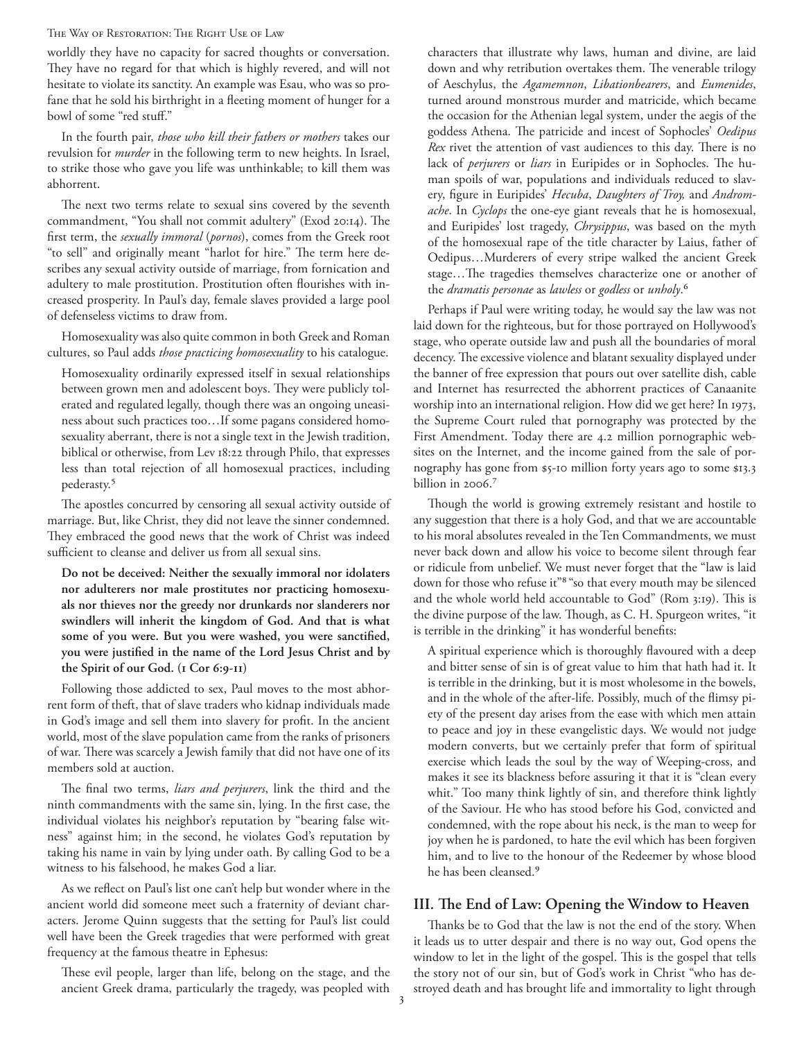worldly they have no capacity for sacred thoughts or conversation. They have no regard for that which is highly revered, and will not hesitate to violate its sanctity. An example was Esau, who was so profane that he sold his birthright in a fleeting moment of hunger for a bowl of some "red stuff."

In the fourth pair, *those who kill their fathers or mothers* takes our revulsion for *murder* in the following term to new heights. In Israel, to strike those who gave you life was unthinkable; to kill them was abhorrent.

The next two terms relate to sexual sins covered by the seventh commandment, "You shall not commit adultery" (Exod 20:14). The first term, the *sexually immoral* (*pornos*), comes from the Greek root "to sell" and originally meant "harlot for hire." The term here describes any sexual activity outside of marriage, from fornication and adultery to male prostitution. Prostitution often flourishes with increased prosperity. In Paul's day, female slaves provided a large pool of defenseless victims to draw from.

Homosexuality was also quite common in both Greek and Roman cultures, so Paul adds *those practicing homosexuality* to his catalogue.

> Homosexuality ordinarily expressed itself in sexual relationships between grown men and adolescent boys. They were publicly tolerated and regulated legally, though there was an ongoing uneasiness about such practices too…If some pagans considered homosexuality aberrant, there is not a single text in the Jewish tradition, biblical or otherwise, from Lev 18:22 through Philo, that expresses less than total rejection of all homosexual practices, including pederasty.[5]

The apostles concurred by censoring all sexual activity outside of marriage. But, like Christ, they did not leave the sinner condemned. They embraced the good news that the work of Christ was indeed sufficient to cleanse and deliver us from all sexual sins.

> **Do not be deceived: Neither the sexually immoral nor idolaters nor adulterers nor male prostitutes nor practicing homosexuals nor thieves nor the greedy nor drunkards nor slanderers nor swindlers will inherit the kingdom of God. And that is what some of you were. But you were washed, you were sanctified, you were justified in the name of the Lord Jesus Christ and by the Spirit of our God. (1 Cor 6:9-11)**

Following those addicted to sex, Paul moves to the most abhorrent form of theft, that of slave traders who kidnap individuals made in God's image and sell them into slavery for profit. In the ancient world, most of the slave population came from the ranks of prisoners of war. There was scarcely a Jewish family that did not have one of its members sold at auction.

The final two terms, *liars and perjurers*, link the third and the ninth commandments with the same sin, lying. In the first case, the individual violates his neighbor's reputation by "bearing false witness" against him; in the second, he violates God's reputation by taking his name in vain by lying under oath. By calling God to be a witness to his falsehood, he makes God a liar.

As we reflect on Paul's list one can't help but wonder where in the ancient world did someone meet such a fraternity of deviant characters. Jerome Quinn suggests that the setting for Paul's list could well have been the Greek tragedies that were performed with great frequency at the famous theatre in Ephesus:

> These evil people, larger than life, belong on the stage, and the ancient Greek drama, particularly the tragedy, was peopled with characters that illustrate why laws, human and divine, are laid down and why retribution overtakes them. The venerable trilogy of Aeschylus, the *Agamemnon*, *Libationbearers*, and *Eumenides*, turned around monstrous murder and matricide, which became the occasion for the Athenian legal system, under the aegis of the goddess Athena. The patricide and incest of Sophocles' *Oedipus Rex* rivet the attention of vast audiences to this day. There is no lack of *perjurers* or *liars* in Euripides or in Sophocles. The human spoils of war, populations and individuals reduced to slavery, figure in Euripides' *Hecuba*, *Daughters of Troy,* and *Andromache*. In *Cyclops* the one-eye giant reveals that he is homosexual, and Euripides' lost tragedy, *Chrysippus*, was based on the myth of the homosexual rape of the title character by Laius, father of Oedipus…Murderers of every stripe walked the ancient Greek stage…The tragedies themselves characterize one or another of the *dramatis personae* as *lawless* or *godless* or *unholy*.[6]

Perhaps if Paul were writing today, he would say the law was not laid down for the righteous, but for those portrayed on Hollywood's stage, who operate outside law and push all the boundaries of moral decency. The excessive violence and blatant sexuality displayed under the banner of free expression that pours out over satellite dish, cable and Internet has resurrected the abhorrent practices of Canaanite worship into an international religion. How did we get here? In 1973, the Supreme Court ruled that pornography was protected by the First Amendment. Today there are 4.2 million pornographic websites on the Internet, and the income gained from the sale of pornography has gone from $5-10 million forty years ago to some $13.3 billion in 2006.[7]

Though the world is growing extremely resistant and hostile to any suggestion that there is a holy God, and that we are accountable to his moral absolutes revealed in the Ten Commandments, we must never back down and allow his voice to become silent through fear or ridicule from unbelief. We must never forget that the "law is laid down for those who refuse it"[8] "so that every mouth may be silenced and the whole world held accountable to God" (Rom 3:19). This is the divine purpose of the law. Though, as C. H. Spurgeon writes, "it is terrible in the drinking" it has wonderful benefits:

> A spiritual experience which is thoroughly flavoured with a deep and bitter sense of sin is of great value to him that hath had it. It is terrible in the drinking, but it is most wholesome in the bowels, and in the whole of the after-life. Possibly, much of the flimsy piety of the present day arises from the ease with which men attain to peace and joy in these evangelistic days. We would not judge modern converts, but we certainly prefer that form of spiritual exercise which leads the soul by the way of Weeping-cross, and makes it see its blackness before assuring it that it is "clean every whit." Too many think lightly of sin, and therefore think lightly of the Saviour. He who has stood before his God, convicted and condemned, with the rope about his neck, is the man to weep for joy when he is pardoned, to hate the evil which has been forgiven him, and to live to the honour of the Redeemer by whose blood he has been cleansed.[9]

## III. The End of Law: Opening the Window to Heaven

Thanks be to God that the law is not the end of the story. When it leads us to utter despair and there is no way out, God opens the window to let in the light of the gospel. This is the gospel that tells the story not of our sin, but of God's work in Christ "who has destroyed death and has brought life and immortality to light through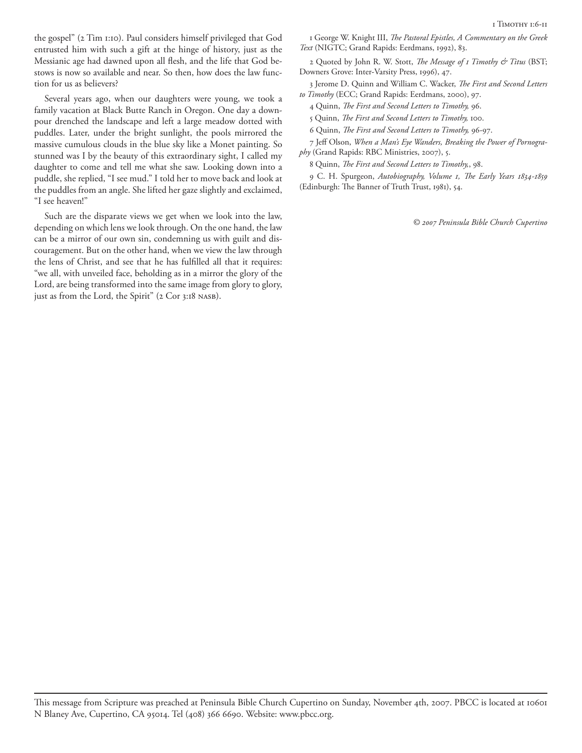the gospel" (2 Tim 1:10). Paul considers himself privileged that God entrusted him with such a gift at the hinge of history, just as the Messianic age had dawned upon all flesh, and the life that God bestows is now so available and near. So then, how does the law function for us as believers?

Several years ago, when our daughters were young, we took a family vacation at Black Butte Ranch in Oregon. One day a downpour drenched the landscape and left a large meadow dotted with puddles. Later, under the bright sunlight, the pools mirrored the massive cumulous clouds in the blue sky like a Monet painting. So stunned was I by the beauty of this extraordinary sight, I called my daughter to come and tell me what she saw. Looking down into a puddle, she replied, "I see mud." I told her to move back and look at the puddles from an angle. She lifted her gaze slightly and exclaimed, "I see heaven!"

Such are the disparate views we get when we look into the law, depending on which lens we look through. On the one hand, the law can be a mirror of our own sin, condemning us with guilt and discouragement. But on the other hand, when we view the law through the lens of Christ, and see that he has fulfilled all that it requires: "we all, with unveiled face, beholding as in a mirror the glory of the Lord, are being transformed into the same image from glory to glory, just as from the Lord, the Spirit" (2 Cor 3:18 NASB).

1 George W. Knight III, *The Pastoral Epistles, A Commentary on the Greek Text* (NIGTC; Grand Rapids: Eerdmans, 1992), 83.

2 Quoted by John R. W. Stott, *The Message of 1 Timothy & Titus* (BST; Downers Grove: Inter-Varsity Press, 1996), 47.

3 Jerome D. Quinn and William C. Wacker, *The First and Second Letters to Timothy* (ECC; Grand Rapids: Eerdmans, 2000), 97.

4 Quinn, *The First and Second Letters to Timothy,* 96.

5 Quinn, *The First and Second Letters to Timothy,* 100.

6 Quinn, *The First and Second Letters to Timothy,* 96-97.

7 Jeff Olson, *When a Man's Eye Wanders, Breaking the Power of Pornography* (Grand Rapids: RBC Ministries, 2007), 5.

8 Quinn, *The First and Second Letters to Timothy,*, 98.

9 C. H. Spurgeon, *Autobiography, Volume 1, The Early Years 1834-1859* (Edinburgh: The Banner of Truth Trust, 1981), 54.

*© 2007 Peninsula Bible Church Cupertino*

This message from Scripture was preached at Peninsula Bible Church Cupertino on Sunday, November 4th, 2007. PBCC is located at 10601 N Blaney Ave, Cupertino, CA 95014. Tel (408) 366 6690. Website: www.pbcc.org.